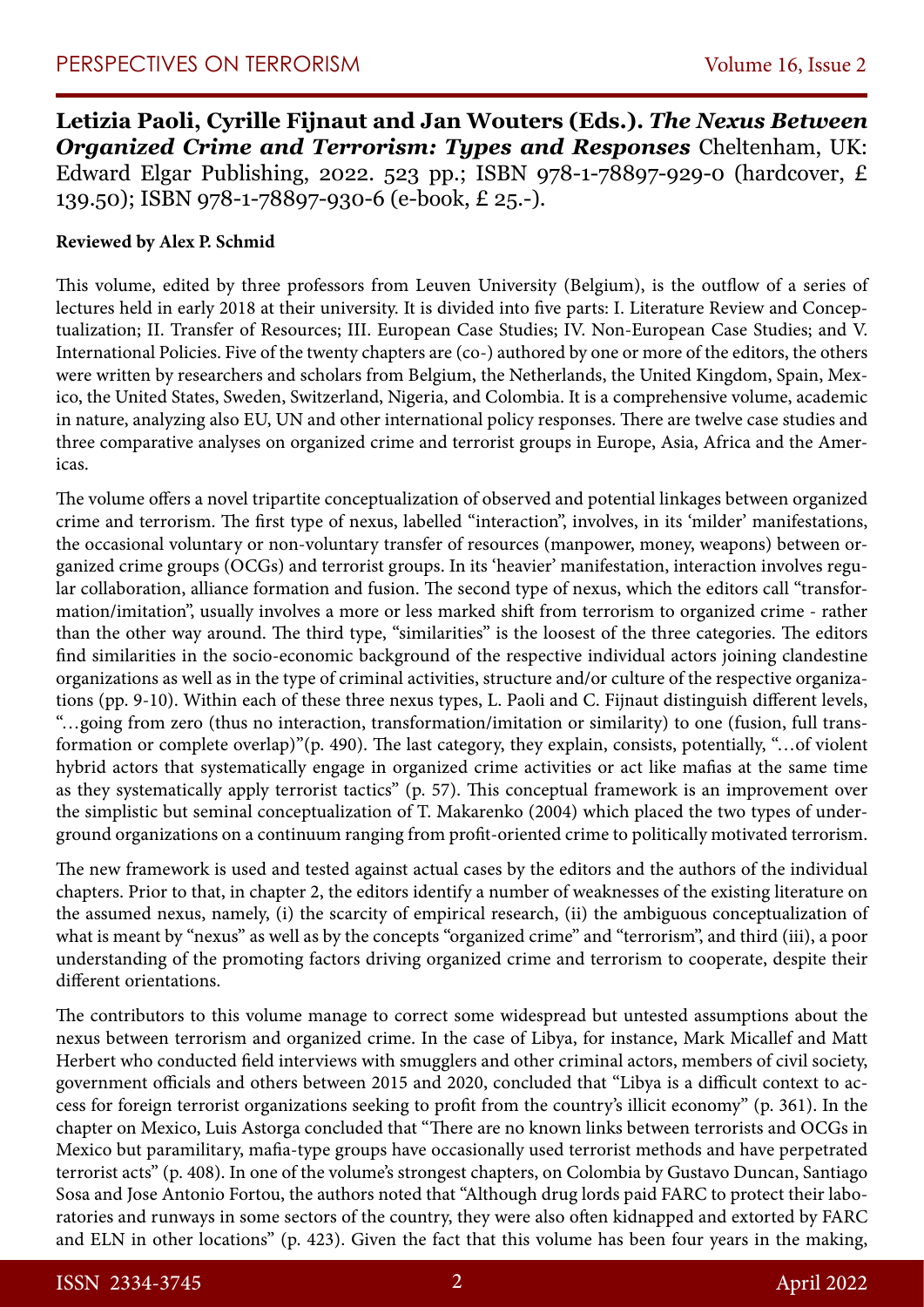**Letizia Paoli, Cyrille Fijnaut and Jan Wouters (Eds.).** ***The Nexus Between Organized Crime and Terrorism: Types and Responses*** Cheltenham, UK: Edward Elgar Publishing, 2022. 523 pp.; ISBN 978-1-78897-929-0 (hardcover, £ 139.50); ISBN 978-1-78897-930-6 (e-book, £ 25.-).

**Reviewed by Alex P. Schmid**

This volume, edited by three professors from Leuven University (Belgium), is the outflow of a series of lectures held in early 2018 at their university. It is divided into five parts: I. Literature Review and Conceptualization; II. Transfer of Resources; III. European Case Studies; IV. Non-European Case Studies; and V. International Policies. Five of the twenty chapters are (co-) authored by one or more of the editors, the others were written by researchers and scholars from Belgium, the Netherlands, the United Kingdom, Spain, Mexico, the United States, Sweden, Switzerland, Nigeria, and Colombia. It is a comprehensive volume, academic in nature, analyzing also EU, UN and other international policy responses. There are twelve case studies and three comparative analyses on organized crime and terrorist groups in Europe, Asia, Africa and the Americas.

The volume offers a novel tripartite conceptualization of observed and potential linkages between organized crime and terrorism. The first type of nexus, labelled "interaction", involves, in its 'milder' manifestations, the occasional voluntary or non-voluntary transfer of resources (manpower, money, weapons) between organized crime groups (OCGs) and terrorist groups. In its 'heavier' manifestation, interaction involves regular collaboration, alliance formation and fusion. The second type of nexus, which the editors call "transformation/imitation", usually involves a more or less marked shift from terrorism to organized crime - rather than the other way around. The third type, "similarities" is the loosest of the three categories. The editors find similarities in the socio-economic background of the respective individual actors joining clandestine organizations as well as in the type of criminal activities, structure and/or culture of the respective organizations (pp. 9-10). Within each of these three nexus types, L. Paoli and C. Fijnaut distinguish different levels, "…going from zero (thus no interaction, transformation/imitation or similarity) to one (fusion, full transformation or complete overlap)"(p. 490). The last category, they explain, consists, potentially, "…of violent hybrid actors that systematically engage in organized crime activities or act like mafias at the same time as they systematically apply terrorist tactics" (p. 57). This conceptual framework is an improvement over the simplistic but seminal conceptualization of T. Makarenko (2004) which placed the two types of underground organizations on a continuum ranging from profit-oriented crime to politically motivated terrorism.

The new framework is used and tested against actual cases by the editors and the authors of the individual chapters. Prior to that, in chapter 2, the editors identify a number of weaknesses of the existing literature on the assumed nexus, namely, (i) the scarcity of empirical research, (ii) the ambiguous conceptualization of what is meant by "nexus" as well as by the concepts "organized crime" and "terrorism", and third (iii), a poor understanding of the promoting factors driving organized crime and terrorism to cooperate, despite their different orientations.

The contributors to this volume manage to correct some widespread but untested assumptions about the nexus between terrorism and organized crime. In the case of Libya, for instance, Mark Micallef and Matt Herbert who conducted field interviews with smugglers and other criminal actors, members of civil society, government officials and others between 2015 and 2020, concluded that "Libya is a difficult context to access for foreign terrorist organizations seeking to profit from the country's illicit economy" (p. 361). In the chapter on Mexico, Luis Astorga concluded that "There are no known links between terrorists and OCGs in Mexico but paramilitary, mafia-type groups have occasionally used terrorist methods and have perpetrated terrorist acts" (p. 408). In one of the volume's strongest chapters, on Colombia by Gustavo Duncan, Santiago Sosa and Jose Antonio Fortou, the authors noted that "Although drug lords paid FARC to protect their laboratories and runways in some sectors of the country, they were also often kidnapped and extorted by FARC and ELN in other locations" (p. 423). Given the fact that this volume has been four years in the making,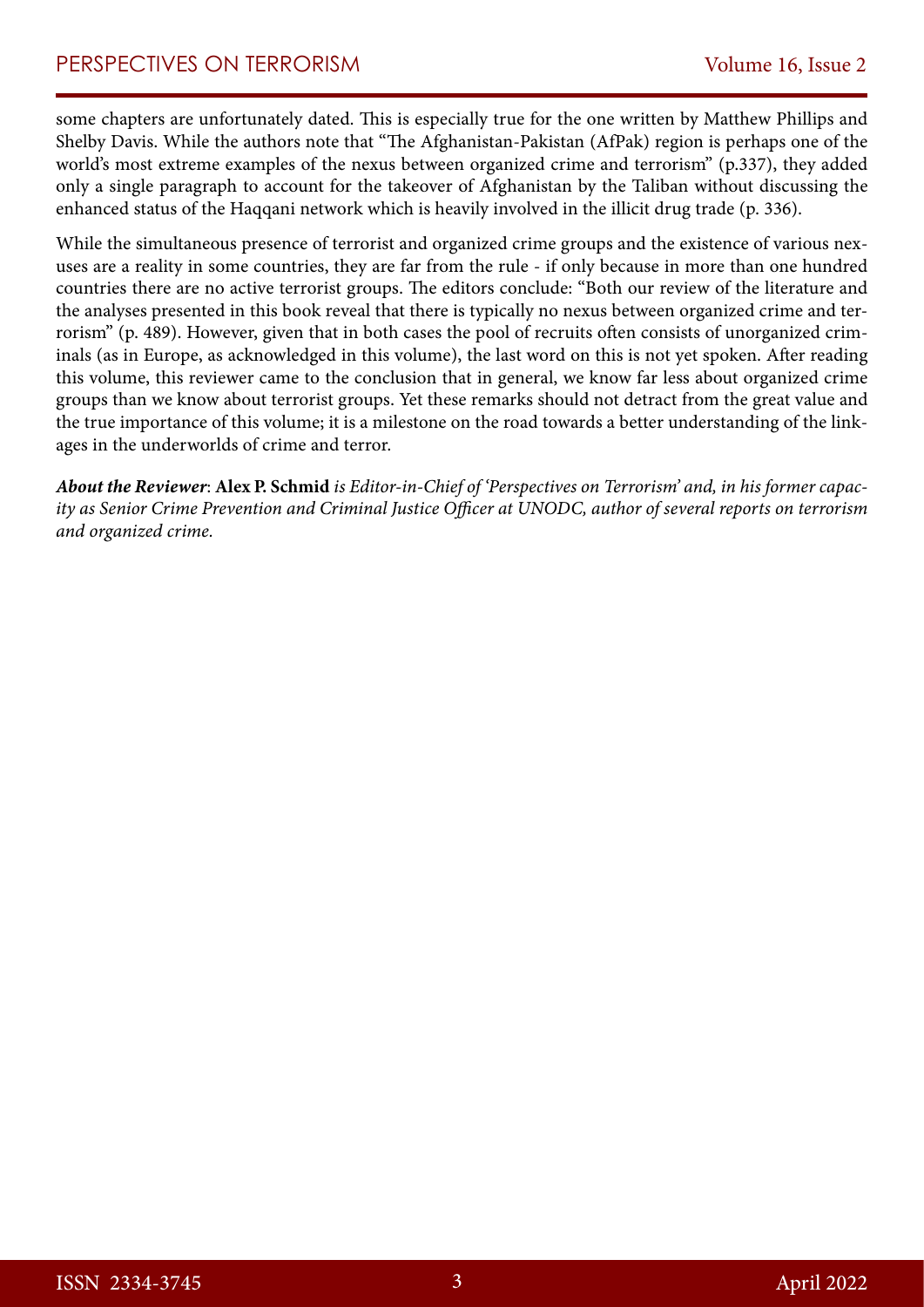some chapters are unfortunately dated. This is especially true for the one written by Matthew Phillips and Shelby Davis. While the authors note that "The Afghanistan-Pakistan (AfPak) region is perhaps one of the world's most extreme examples of the nexus between organized crime and terrorism" (p.337), they added only a single paragraph to account for the takeover of Afghanistan by the Taliban without discussing the enhanced status of the Haqqani network which is heavily involved in the illicit drug trade (p. 336).

While the simultaneous presence of terrorist and organized crime groups and the existence of various nexuses are a reality in some countries, they are far from the rule - if only because in more than one hundred countries there are no active terrorist groups. The editors conclude: "Both our review of the literature and the analyses presented in this book reveal that there is typically no nexus between organized crime and terrorism" (p. 489). However, given that in both cases the pool of recruits often consists of unorganized criminals (as in Europe, as acknowledged in this volume), the last word on this is not yet spoken. After reading this volume, this reviewer came to the conclusion that in general, we know far less about organized crime groups than we know about terrorist groups. Yet these remarks should not detract from the great value and the true importance of this volume; it is a milestone on the road towards a better understanding of the linkages in the underworlds of crime and terror.

***About the Reviewer***: **Alex P. Schmid** *is Editor-in-Chief of 'Perspectives on Terrorism' and, in his former capacity as Senior Crime Prevention and Criminal Justice Officer at UNODC, author of several reports on terrorism and organized crime.*